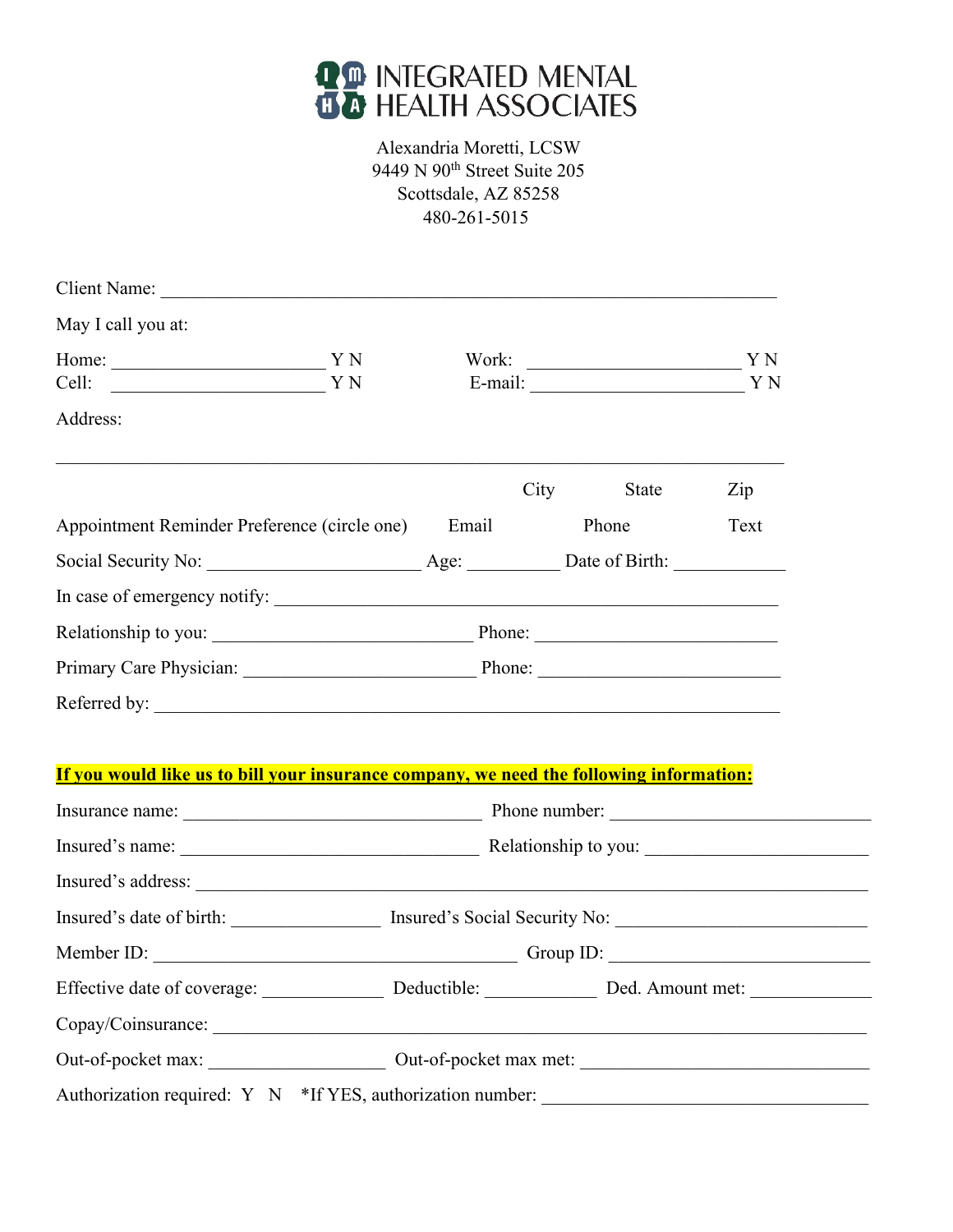# INTEGRATED MENTAL HEALTH ASSOCIATES

Alexandria Moretti, LCSW
9449 N 90th Street Suite 205
Scottsdale, AZ 85258
480-261-5015

Client Name: ______________________________________________________________

May I call you at:

Home: ______________________ Y N  Work: ______________________ Y N
Cell: ______________________ Y N  E-mail: ______________________ Y N

Address:

___________________________________________________________________________

City  State  Zip

Appointment Reminder Preference (circle one)  Email  Phone  Text

Social Security No: ______________________ Age: __________ Date of Birth: ____________

In case of emergency notify: ____________________________________________________

Relationship to you: ___________________________ Phone: _________________________

Primary Care Physician: ________________________ Phone: _________________________

Referred by: _______________________________________________________________

**If you would like us to bill your insurance company, we need the following information:**

Insurance name: ________________________________ Phone number: ___________________________

Insured's name: ________________________________ Relationship to you: _______________________

Insured's address: ______________________________________________________________________

Insured's date of birth: ________________ Insured's Social Security No: __________________________

Member ID: _______________________________________ Group ID: ____________________________

Effective date of coverage: _____________ Deductible: ____________ Ded. Amount met: _____________

Copay/Coinsurance: _____________________________________________________________________

Out-of-pocket max: ___________________ Out-of-pocket max met: ______________________________

Authorization required: Y N *If YES, authorization number: ___________________________________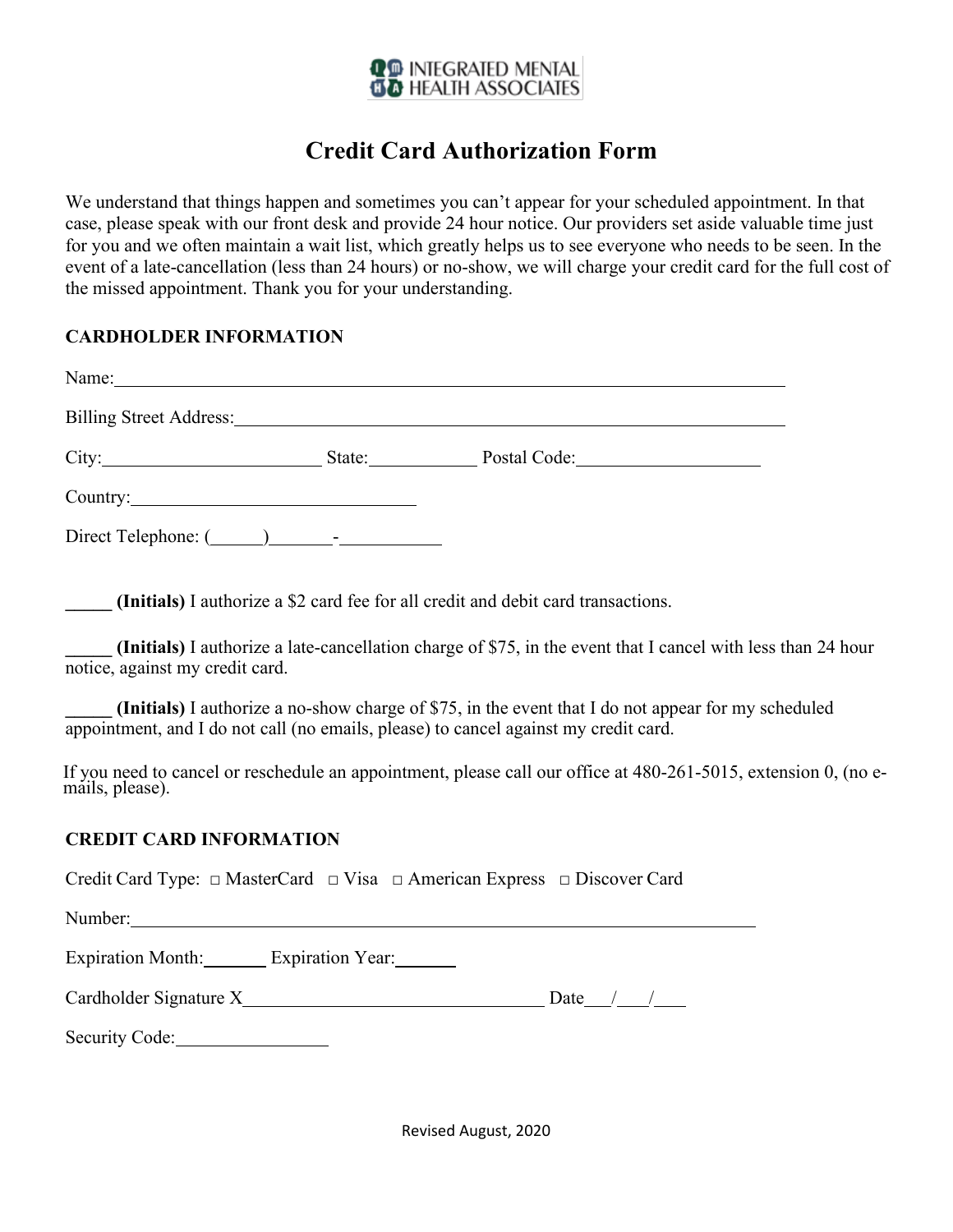INTEGRATED MENTAL HEALTH ASSOCIATES

# Credit Card Authorization Form

We understand that things happen and sometimes you can't appear for your scheduled appointment. In that case, please speak with our front desk and provide 24 hour notice. Our providers set aside valuable time just for you and we often maintain a wait list, which greatly helps us to see everyone who needs to be seen. In the event of a late-cancellation (less than 24 hours) or no-show, we will charge your credit card for the full cost of the missed appointment. Thank you for your understanding.

## CARDHOLDER INFORMATION

Name:______________________________________________________________

Billing Street Address:_________________________________________________

City:______________________ State:__________ Postal Code:_________________

Country:___________________________

Direct Telephone: (_____)______-__________

_____ **(Initials)** I authorize a $2 card fee for all credit and debit card transactions.

_____ **(Initials)** I authorize a late-cancellation charge of $75, in the event that I cancel with less than 24 hour notice, against my credit card.

_____ **(Initials)** I authorize a no-show charge of $75, in the event that I do not appear for my scheduled appointment, and I do not call (no emails, please) to cancel against my credit card.

If you need to cancel or reschedule an appointment, please call our office at 480-261-5015, extension 0, (no e-mails, please).

## CREDIT CARD INFORMATION

Credit Card Type: □ MasterCard □ Visa □ American Express □ Discover Card

Number:___________________________________________________________

Expiration Month:______ Expiration Year:______

Cardholder Signature X______________________________ Date___/___/___

Security Code:_______________

Revised August, 2020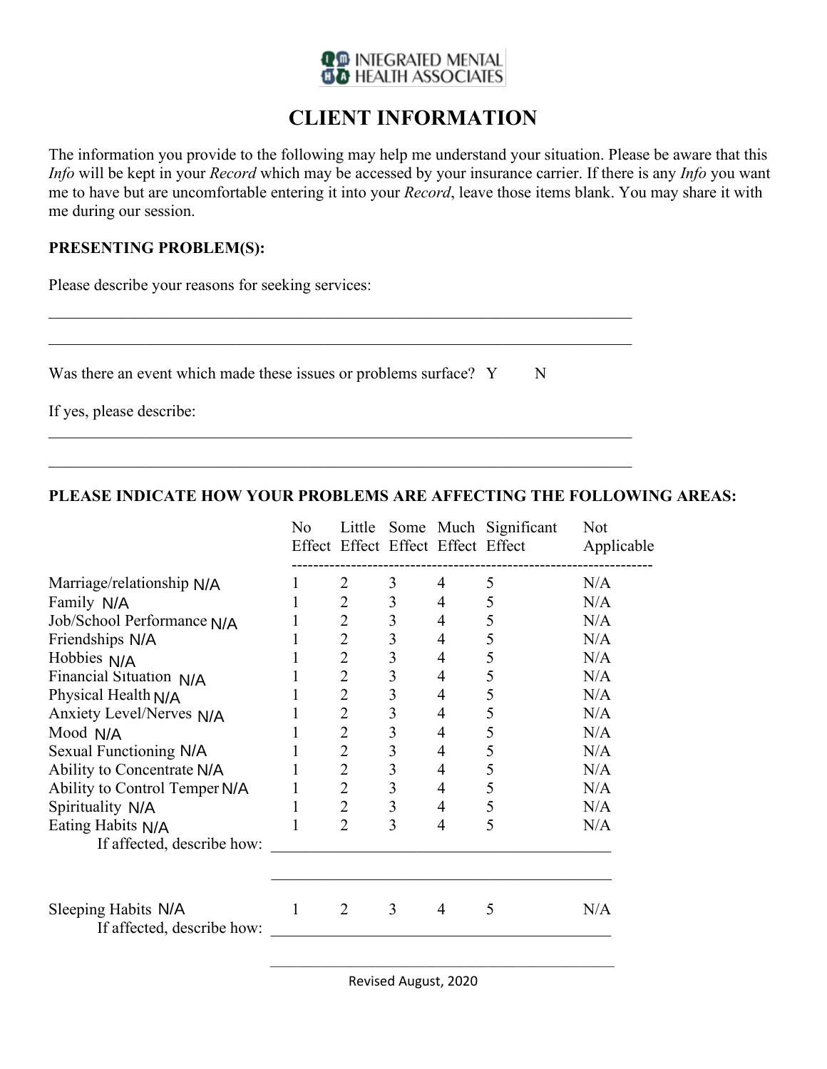INTEGRATED MENTAL HEALTH ASSOCIATES

# CLIENT INFORMATION

The information you provide to the following may help me understand your situation. Please be aware that this *Info* will be kept in your *Record* which may be accessed by your insurance carrier. If there is any *Info* you want me to have but are uncomfortable entering it into your *Record*, leave those items blank. You may share it with me during our session.

**PRESENTING PROBLEM(S):**

Please describe your reasons for seeking services:

\_\_\_\_\_\_\_\_\_\_\_\_\_\_\_\_\_\_\_\_\_\_\_\_\_\_\_\_\_\_\_\_\_\_\_\_\_\_\_\_\_\_\_\_\_\_\_\_\_\_\_\_\_\_\_\_\_\_\_\_\_\_\_\_\_\_\_\_\_\_\_\_

\_\_\_\_\_\_\_\_\_\_\_\_\_\_\_\_\_\_\_\_\_\_\_\_\_\_\_\_\_\_\_\_\_\_\_\_\_\_\_\_\_\_\_\_\_\_\_\_\_\_\_\_\_\_\_\_\_\_\_\_\_\_\_\_\_\_\_\_\_\_\_\_

Was there an event which made these issues or problems surface? Y N

If yes, please describe:

\_\_\_\_\_\_\_\_\_\_\_\_\_\_\_\_\_\_\_\_\_\_\_\_\_\_\_\_\_\_\_\_\_\_\_\_\_\_\_\_\_\_\_\_\_\_\_\_\_\_\_\_\_\_\_\_\_\_\_\_\_\_\_\_\_\_\_\_\_\_\_\_

\_\_\_\_\_\_\_\_\_\_\_\_\_\_\_\_\_\_\_\_\_\_\_\_\_\_\_\_\_\_\_\_\_\_\_\_\_\_\_\_\_\_\_\_\_\_\_\_\_\_\_\_\_\_\_\_\_\_\_\_\_\_\_\_\_\_\_\_\_\_\_\_

**PLEASE INDICATE HOW YOUR PROBLEMS ARE AFFECTING THE FOLLOWING AREAS:**

| | No Effect | Little Effect | Some Effect | Much Effect | Significant Effect | Not Applicable |
|---|---|---|---|---|---|---|
| Marriage/relationship N/A | 1 | 2 | 3 | 4 | 5 | N/A |
| Family N/A | 1 | 2 | 3 | 4 | 5 | N/A |
| Job/School Performance N/A | 1 | 2 | 3 | 4 | 5 | N/A |
| Friendships N/A | 1 | 2 | 3 | 4 | 5 | N/A |
| Hobbies N/A | 1 | 2 | 3 | 4 | 5 | N/A |
| Financial Situation N/A | 1 | 2 | 3 | 4 | 5 | N/A |
| Physical Health N/A | 1 | 2 | 3 | 4 | 5 | N/A |
| Anxiety Level/Nerves N/A | 1 | 2 | 3 | 4 | 5 | N/A |
| Mood N/A | 1 | 2 | 3 | 4 | 5 | N/A |
| Sexual Functioning N/A | 1 | 2 | 3 | 4 | 5 | N/A |
| Ability to Concentrate N/A | 1 | 2 | 3 | 4 | 5 | N/A |
| Ability to Control Temper N/A | 1 | 2 | 3 | 4 | 5 | N/A |
| Spirituality N/A | 1 | 2 | 3 | 4 | 5 | N/A |
| Eating Habits N/A | 1 | 2 | 3 | 4 | 5 | N/A |

If affected, describe how: \_\_\_\_\_\_\_\_\_\_\_\_\_\_\_\_\_\_\_\_\_\_\_\_\_\_\_\_\_\_\_\_\_\_\_\_\_\_\_\_\_\_

\_\_\_\_\_\_\_\_\_\_\_\_\_\_\_\_\_\_\_\_\_\_\_\_\_\_\_\_\_\_\_\_\_\_\_\_\_\_\_\_\_\_

| | | | | | | |
|---|---|---|---|---|---|---|
| Sleeping Habits N/A | 1 | 2 | 3 | 4 | 5 | N/A |

If affected, describe how: \_\_\_\_\_\_\_\_\_\_\_\_\_\_\_\_\_\_\_\_\_\_\_\_\_\_\_\_\_\_\_\_\_\_\_\_\_\_\_\_\_\_

\_\_\_\_\_\_\_\_\_\_\_\_\_\_\_\_\_\_\_\_\_\_\_\_\_\_\_\_\_\_\_\_\_\_\_\_\_\_\_\_\_\_

Revised August, 2020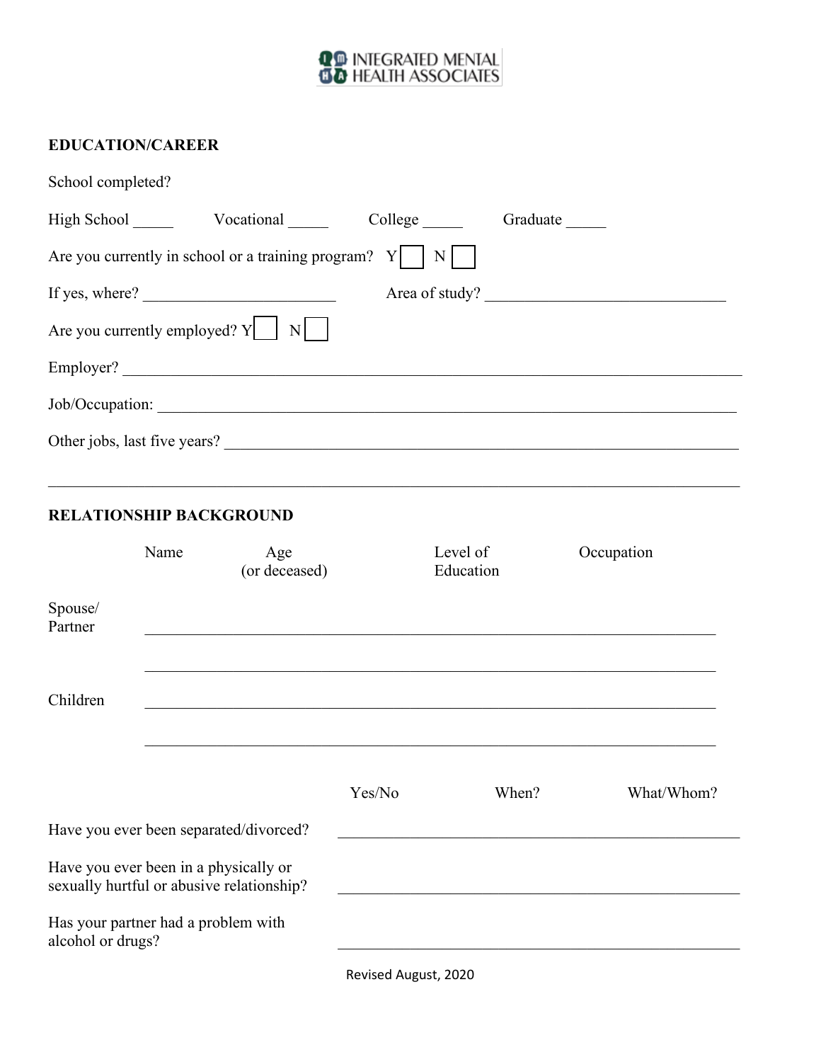INTEGRATED MENTAL HEALTH ASSOCIATES

## EDUCATION/CAREER

School completed?

High School _____ Vocational _____ College _____ Graduate _____

Are you currently in school or a training program? Y ☐ N ☐

If yes, where? ________________________ Area of study? ______________________________

Are you currently employed? Y ☐ N ☐

Employer? ______________________________________________________________________________

Job/Occupation: _________________________________________________________________________

Other jobs, last five years? _________________________________________________________________

_______________________________________________________________________________________

## RELATIONSHIP BACKGROUND

| | Name | Age (or deceased) | Level of Education | Occupation |
|---|---|---|---|---|
| Spouse/ Partner | | | | |
| | | | | |
| Children | | | | |
| | | | | |

| | Yes/No | When? | What/Whom? |
|---|---|---|---|
| Have you ever been separated/divorced? | | | |
| Have you ever been in a physically or sexually hurtful or abusive relationship? | | | |
| Has your partner had a problem with alcohol or drugs? | | | |

Revised August, 2020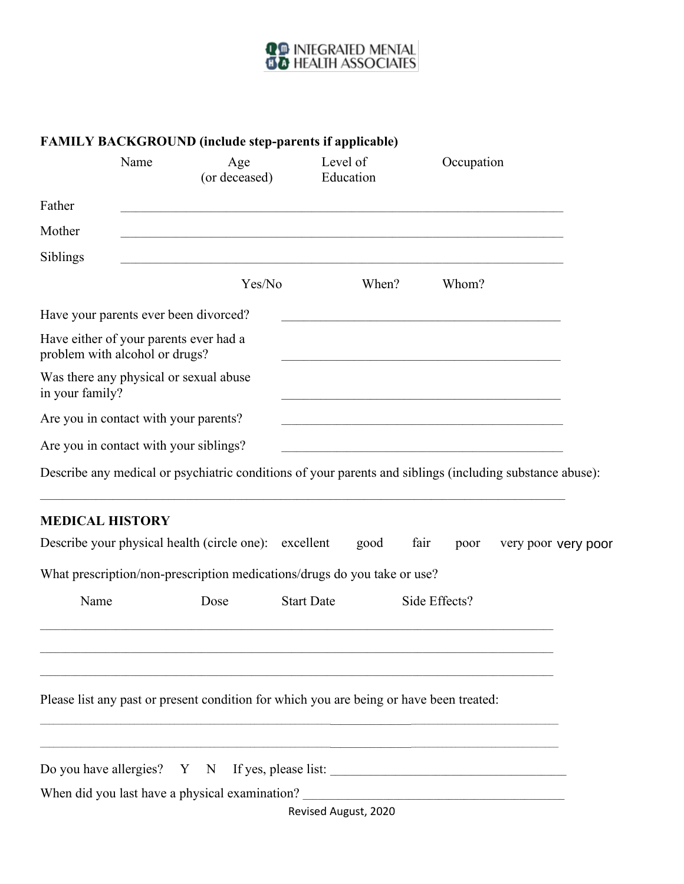INTEGRATED MENTAL HEALTH ASSOCIATES

**FAMILY BACKGROUND (include step-parents if applicable)**

| | Name | Age (or deceased) | Level of Education | Occupation |
|---|---|---|---|---|
| Father | | | | |
| Mother | | | | |
| Siblings | | | | |

| | Yes/No | When? | Whom? |
|---|---|---|---|
| Have your parents ever been divorced? | | | |
| Have either of your parents ever had a problem with alcohol or drugs? | | | |
| Was there any physical or sexual abuse in your family? | | | |
| Are you in contact with your parents? | | | |
| Are you in contact with your siblings? | | | |

Describe any medical or psychiatric conditions of your parents and siblings (including substance abuse):

_______________________________________________________________________________

**MEDICAL HISTORY**

Describe your physical health (circle one): excellent good fair poor very poor very poor

What prescription/non-prescription medications/drugs do you take or use?

| Name | Dose | Start Date | Side Effects? |
|---|---|---|---|
| | | | |
| | | | |
| | | | |

Please list any past or present condition for which you are being or have been treated:

_______________________________________________________________________________

_______________________________________________________________________________

Do you have allergies? Y N If yes, please list: ___________________________________

When did you last have a physical examination? ______________________________________

Revised August, 2020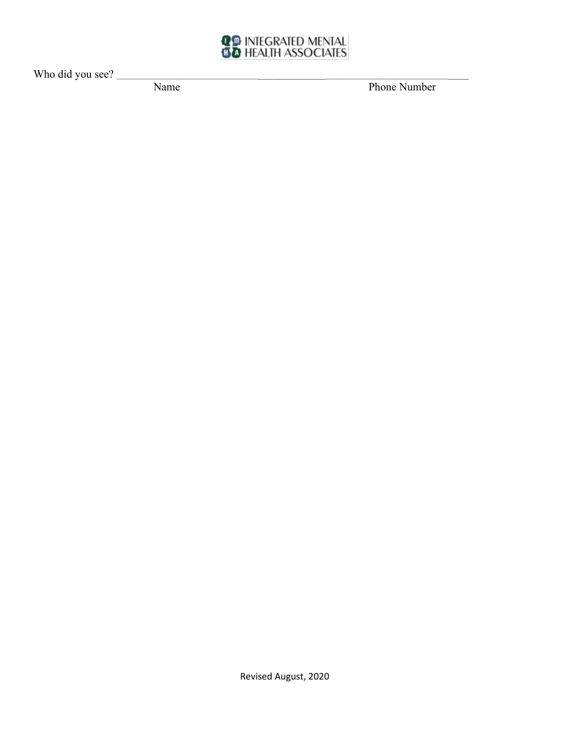INTEGRATED MENTAL HEALTH ASSOCIATES

Who did you see? ____________________________________________________________________

Name                                                                                                  Phone Number

Revised August, 2020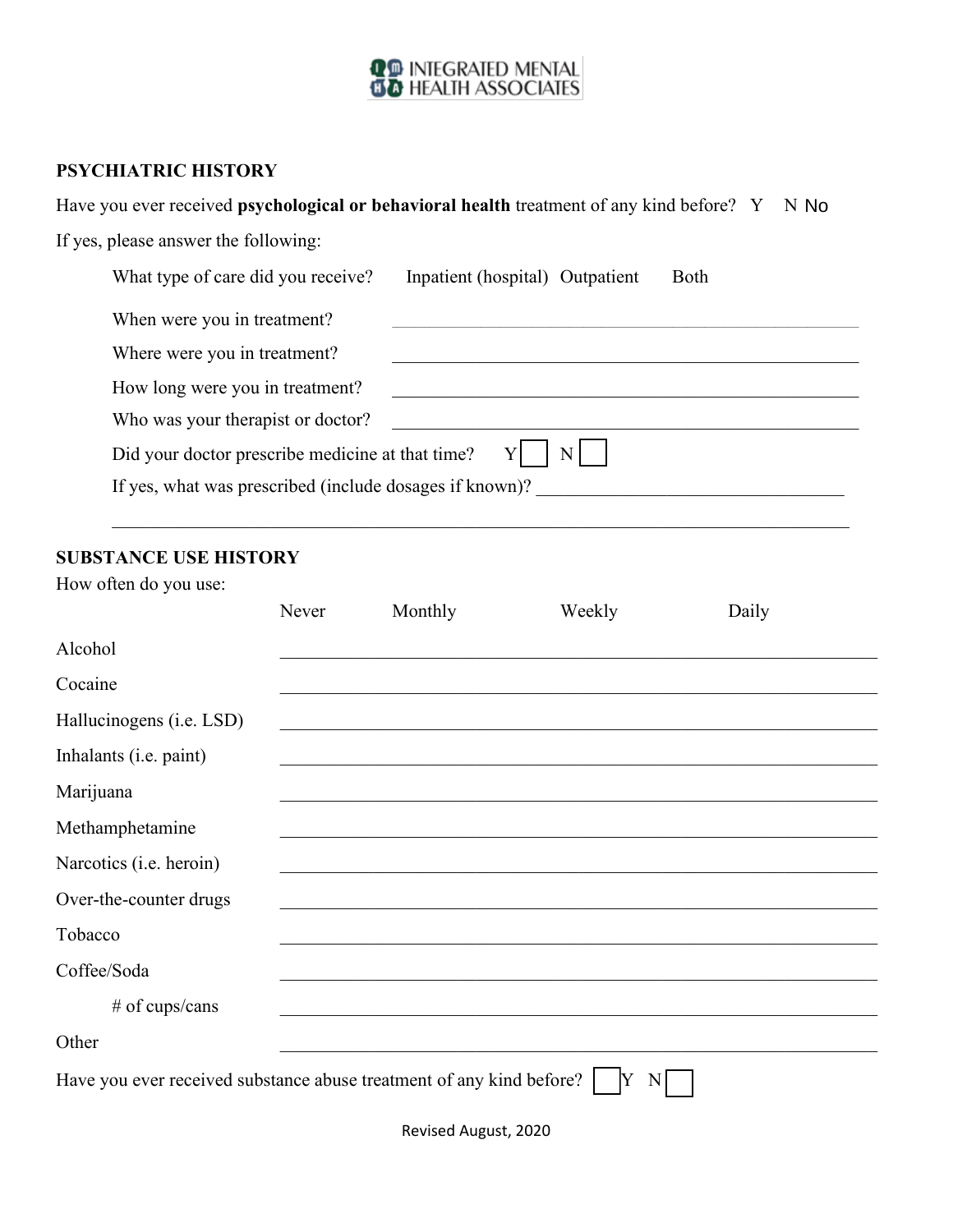INTEGRATED MENTAL HEALTH ASSOCIATES

## PSYCHIATRIC HISTORY

Have you ever received **psychological or behavioral health** treatment of any kind before? Y N No

If yes, please answer the following:

What type of care did you receive? Inpatient (hospital) Outpatient Both

When were you in treatment? ____________________

Where were you in treatment? ____________________

How long were you in treatment? ____________________

Who was your therapist or doctor? ____________________

Did your doctor prescribe medicine at that time? Y ☐ N ☐

If yes, what was prescribed (include dosages if known)? ____________________

____________________

## SUBSTANCE USE HISTORY

How often do you use:

| | Never | Monthly | Weekly | Daily |
|---|---|---|---|---|
| Alcohol | | | | |
| Cocaine | | | | |
| Hallucinogens (i.e. LSD) | | | | |
| Inhalants (i.e. paint) | | | | |
| Marijuana | | | | |
| Methamphetamine | | | | |
| Narcotics (i.e. heroin) | | | | |
| Over-the-counter drugs | | | | |
| Tobacco | | | | |
| Coffee/Soda | | | | |
| # of cups/cans | | | | |
| Other | | | | |

Have you ever received substance abuse treatment of any kind before? ☐ Y N ☐

Revised August, 2020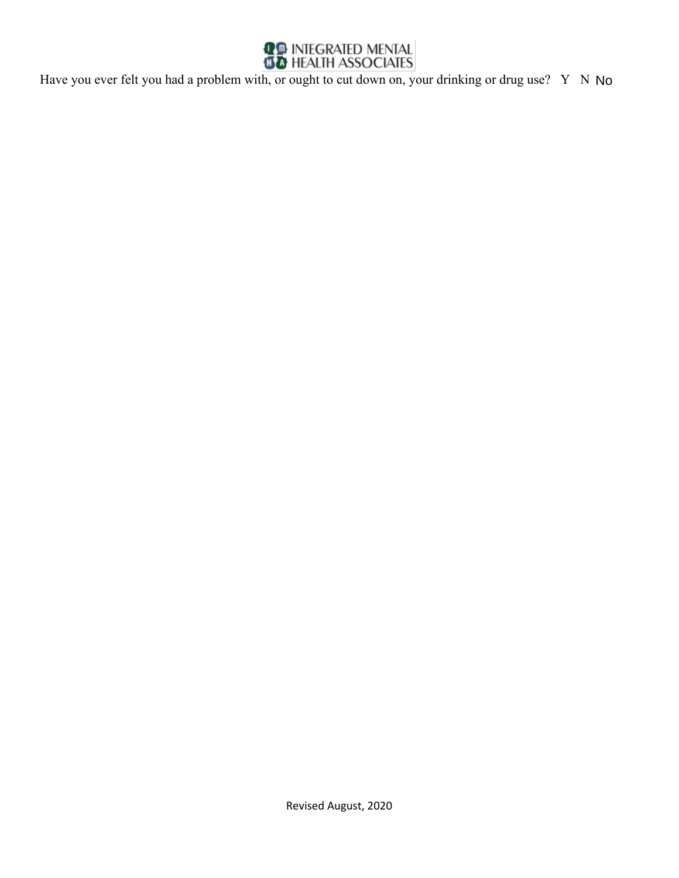Have you ever felt you had a problem with, or ought to cut down on, your drinking or drug use? Y N No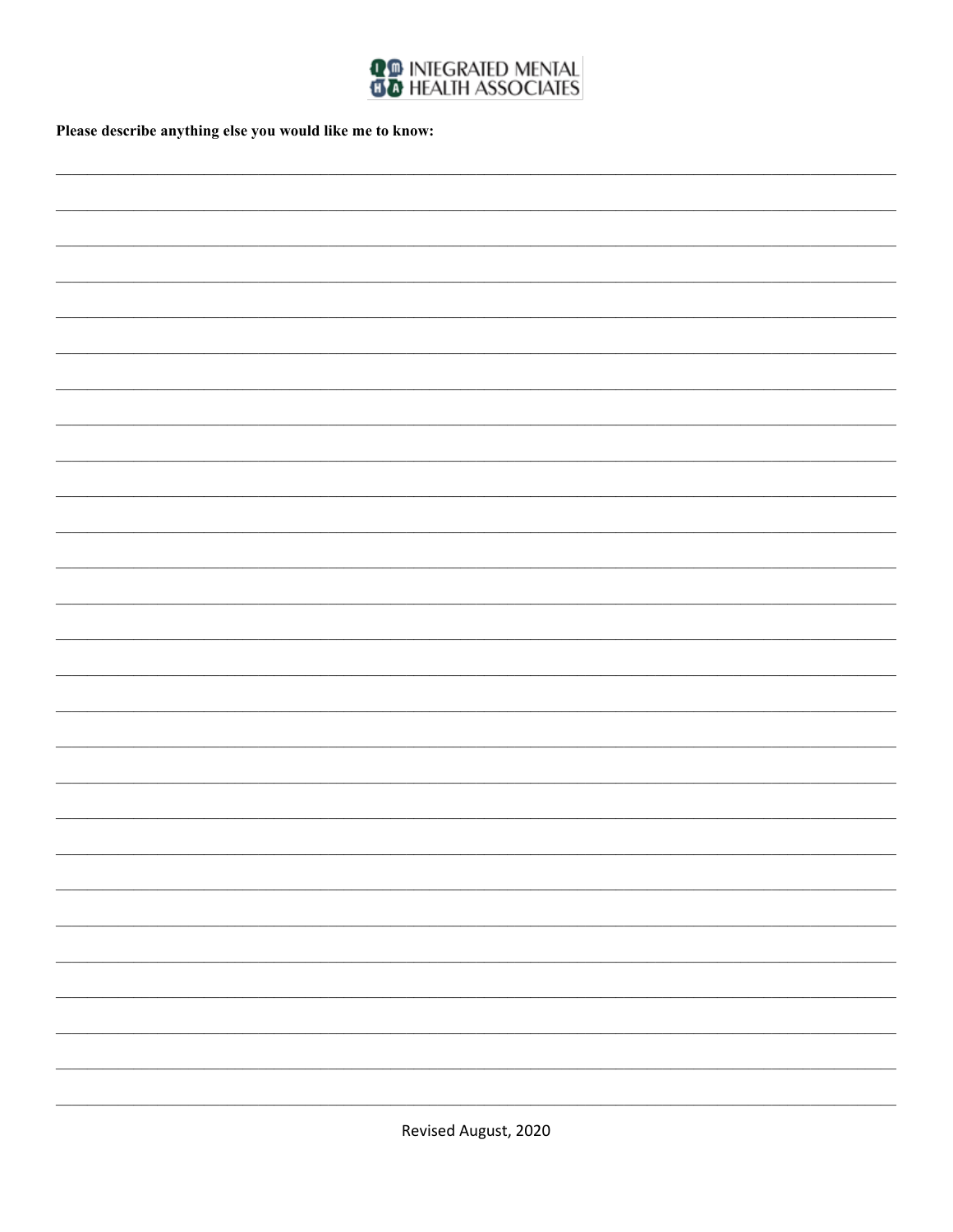INTEGRATED MENTAL HEALTH ASSOCIATES

**Please describe anything else you would like me to know:**

\_\_\_\_\_\_\_\_\_\_\_\_\_\_\_\_\_\_\_\_\_\_\_\_\_\_\_\_\_\_\_\_\_\_\_\_\_\_\_\_\_\_\_\_\_\_\_\_\_\_\_\_\_\_\_\_\_\_\_\_\_\_\_\_\_\_\_\_\_\_\_\_\_\_\_\_\_\_

\_\_\_\_\_\_\_\_\_\_\_\_\_\_\_\_\_\_\_\_\_\_\_\_\_\_\_\_\_\_\_\_\_\_\_\_\_\_\_\_\_\_\_\_\_\_\_\_\_\_\_\_\_\_\_\_\_\_\_\_\_\_\_\_\_\_\_\_\_\_\_\_\_\_\_\_\_\_

\_\_\_\_\_\_\_\_\_\_\_\_\_\_\_\_\_\_\_\_\_\_\_\_\_\_\_\_\_\_\_\_\_\_\_\_\_\_\_\_\_\_\_\_\_\_\_\_\_\_\_\_\_\_\_\_\_\_\_\_\_\_\_\_\_\_\_\_\_\_\_\_\_\_\_\_\_\_

\_\_\_\_\_\_\_\_\_\_\_\_\_\_\_\_\_\_\_\_\_\_\_\_\_\_\_\_\_\_\_\_\_\_\_\_\_\_\_\_\_\_\_\_\_\_\_\_\_\_\_\_\_\_\_\_\_\_\_\_\_\_\_\_\_\_\_\_\_\_\_\_\_\_\_\_\_\_

\_\_\_\_\_\_\_\_\_\_\_\_\_\_\_\_\_\_\_\_\_\_\_\_\_\_\_\_\_\_\_\_\_\_\_\_\_\_\_\_\_\_\_\_\_\_\_\_\_\_\_\_\_\_\_\_\_\_\_\_\_\_\_\_\_\_\_\_\_\_\_\_\_\_\_\_\_\_

Revised August, 2020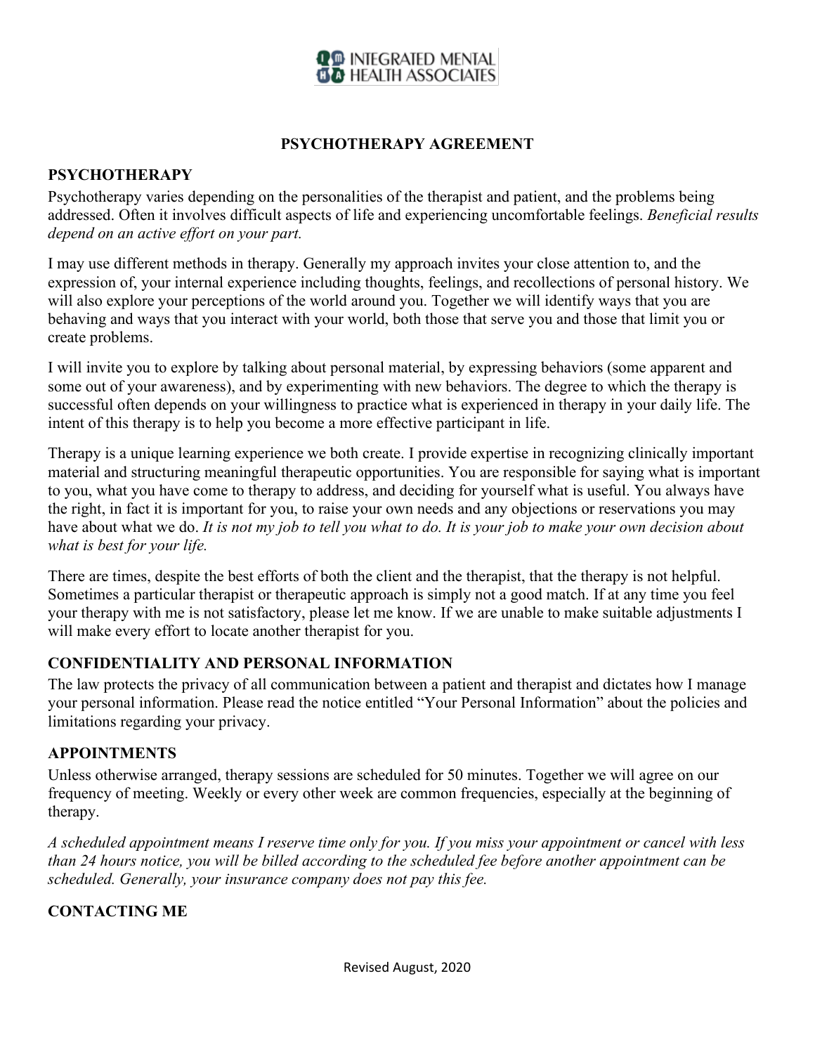# PSYCHOTHERAPY AGREEMENT

## PSYCHOTHERAPY

Psychotherapy varies depending on the personalities of the therapist and patient, and the problems being addressed. Often it involves difficult aspects of life and experiencing uncomfortable feelings. *Beneficial results depend on an active effort on your part.*

I may use different methods in therapy. Generally my approach invites your close attention to, and the expression of, your internal experience including thoughts, feelings, and recollections of personal history. We will also explore your perceptions of the world around you. Together we will identify ways that you are behaving and ways that you interact with your world, both those that serve you and those that limit you or create problems.

I will invite you to explore by talking about personal material, by expressing behaviors (some apparent and some out of your awareness), and by experimenting with new behaviors. The degree to which the therapy is successful often depends on your willingness to practice what is experienced in therapy in your daily life. The intent of this therapy is to help you become a more effective participant in life.

Therapy is a unique learning experience we both create. I provide expertise in recognizing clinically important material and structuring meaningful therapeutic opportunities. You are responsible for saying what is important to you, what you have come to therapy to address, and deciding for yourself what is useful. You always have the right, in fact it is important for you, to raise your own needs and any objections or reservations you may have about what we do. *It is not my job to tell you what to do. It is your job to make your own decision about what is best for your life.*

There are times, despite the best efforts of both the client and the therapist, that the therapy is not helpful. Sometimes a particular therapist or therapeutic approach is simply not a good match. If at any time you feel your therapy with me is not satisfactory, please let me know. If we are unable to make suitable adjustments I will make every effort to locate another therapist for you.

## CONFIDENTIALITY AND PERSONAL INFORMATION

The law protects the privacy of all communication between a patient and therapist and dictates how I manage your personal information. Please read the notice entitled "Your Personal Information" about the policies and limitations regarding your privacy.

## APPOINTMENTS

Unless otherwise arranged, therapy sessions are scheduled for 50 minutes. Together we will agree on our frequency of meeting. Weekly or every other week are common frequencies, especially at the beginning of therapy.

*A scheduled appointment means I reserve time only for you. If you miss your appointment or cancel with less than 24 hours notice, you will be billed according to the scheduled fee before another appointment can be scheduled. Generally, your insurance company does not pay this fee.*

## CONTACTING ME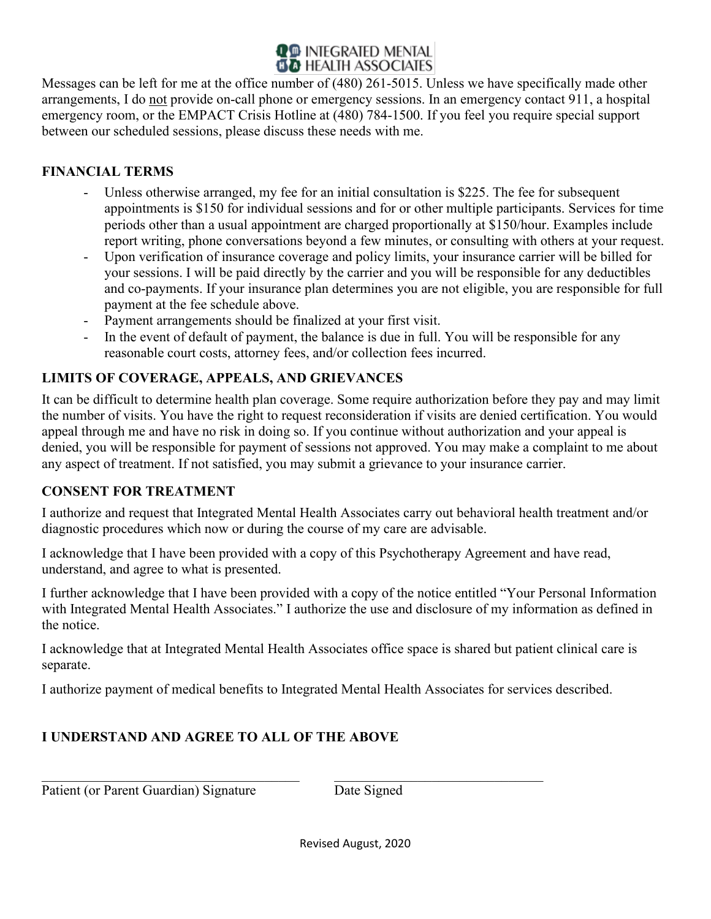Messages can be left for me at the office number of (480) 261-5015. Unless we have specifically made other arrangements, I do not provide on-call phone or emergency sessions. In an emergency contact 911, a hospital emergency room, or the EMPACT Crisis Hotline at (480) 784-1500. If you feel you require special support between our scheduled sessions, please discuss these needs with me.

## FINANCIAL TERMS

- Unless otherwise arranged, my fee for an initial consultation is $225. The fee for subsequent appointments is $150 for individual sessions and for or other multiple participants. Services for time periods other than a usual appointment are charged proportionally at $150/hour. Examples include report writing, phone conversations beyond a few minutes, or consulting with others at your request.
- Upon verification of insurance coverage and policy limits, your insurance carrier will be billed for your sessions. I will be paid directly by the carrier and you will be responsible for any deductibles and co-payments. If your insurance plan determines you are not eligible, you are responsible for full payment at the fee schedule above.
- Payment arrangements should be finalized at your first visit.
- In the event of default of payment, the balance is due in full. You will be responsible for any reasonable court costs, attorney fees, and/or collection fees incurred.

## LIMITS OF COVERAGE, APPEALS, AND GRIEVANCES

It can be difficult to determine health plan coverage. Some require authorization before they pay and may limit the number of visits. You have the right to request reconsideration if visits are denied certification. You would appeal through me and have no risk in doing so. If you continue without authorization and your appeal is denied, you will be responsible for payment of sessions not approved. You may make a complaint to me about any aspect of treatment. If not satisfied, you may submit a grievance to your insurance carrier.

## CONSENT FOR TREATMENT

I authorize and request that Integrated Mental Health Associates carry out behavioral health treatment and/or diagnostic procedures which now or during the course of my care are advisable.

I acknowledge that I have been provided with a copy of this Psychotherapy Agreement and have read, understand, and agree to what is presented.

I further acknowledge that I have been provided with a copy of the notice entitled "Your Personal Information with Integrated Mental Health Associates." I authorize the use and disclosure of my information as defined in the notice.

I acknowledge that at Integrated Mental Health Associates office space is shared but patient clinical care is separate.

I authorize payment of medical benefits to Integrated Mental Health Associates for services described.

## I UNDERSTAND AND AGREE TO ALL OF THE ABOVE

_______________________________________ _______________________________

Patient (or Parent Guardian) Signature Date Signed

Revised August, 2020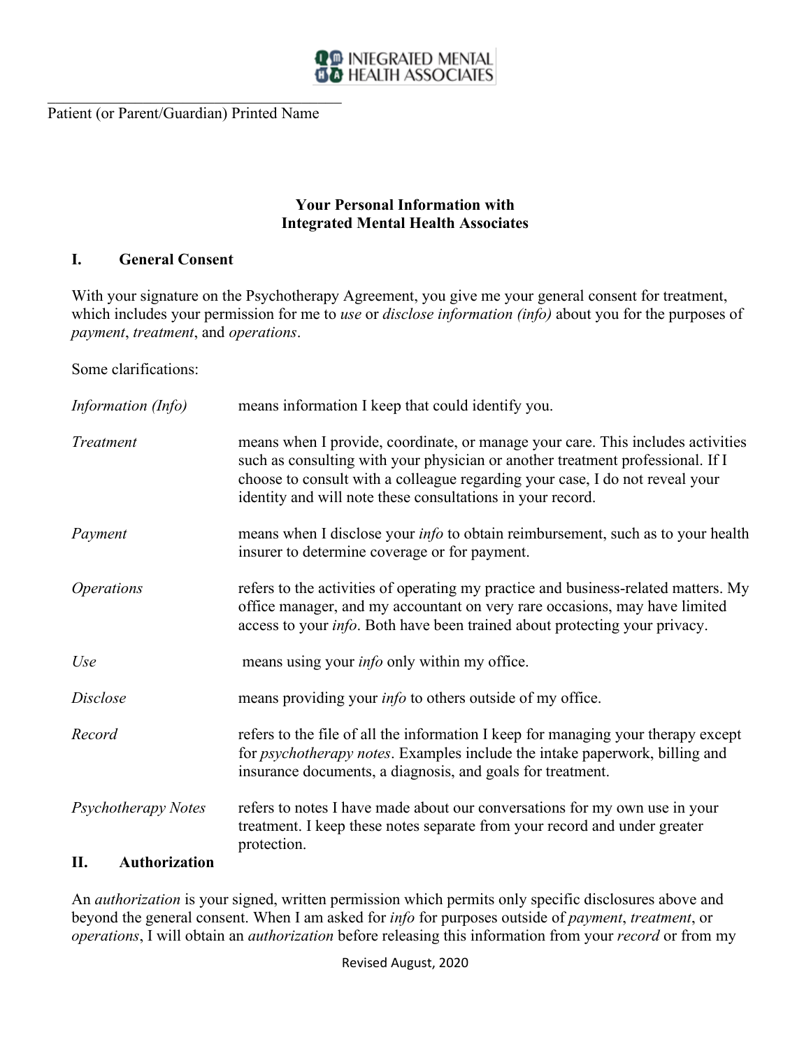INTEGRATED MENTAL HEALTH ASSOCIATES

\_\_\_\_\_\_\_\_\_\_\_\_\_\_\_\_\_\_\_\_\_\_\_\_\_\_\_\_\_\_\_\_\_\_\_\_\_\_\_\_

Patient (or Parent/Guardian) Printed Name

**Your Personal Information with**
**Integrated Mental Health Associates**

## I. General Consent

With your signature on the Psychotherapy Agreement, you give me your general consent for treatment, which includes your permission for me to *use* or *disclose information (info)* about you for the purposes of *payment*, *treatment*, and *operations*.

Some clarifications:

| | |
|---|---|
| *Information (Info)* | means information I keep that could identify you. |
| *Treatment* | means when I provide, coordinate, or manage your care. This includes activities such as consulting with your physician or another treatment professional. If I choose to consult with a colleague regarding your case, I do not reveal your identity and will note these consultations in your record. |
| *Payment* | means when I disclose your *info* to obtain reimbursement, such as to your health insurer to determine coverage or for payment. |
| *Operations* | refers to the activities of operating my practice and business-related matters. My office manager, and my accountant on very rare occasions, may have limited access to your *info*. Both have been trained about protecting your privacy. |
| *Use* | means using your *info* only within my office. |
| *Disclose* | means providing your *info* to others outside of my office. |
| *Record* | refers to the file of all the information I keep for managing your therapy except for *psychotherapy notes*. Examples include the intake paperwork, billing and insurance documents, a diagnosis, and goals for treatment. |
| *Psychotherapy Notes* | refers to notes I have made about our conversations for my own use in your treatment. I keep these notes separate from your record and under greater protection. |

## II. Authorization

An *authorization* is your signed, written permission which permits only specific disclosures above and beyond the general consent. When I am asked for *info* for purposes outside of *payment*, *treatment*, or *operations*, I will obtain an *authorization* before releasing this information from your *record* or from my

Revised August, 2020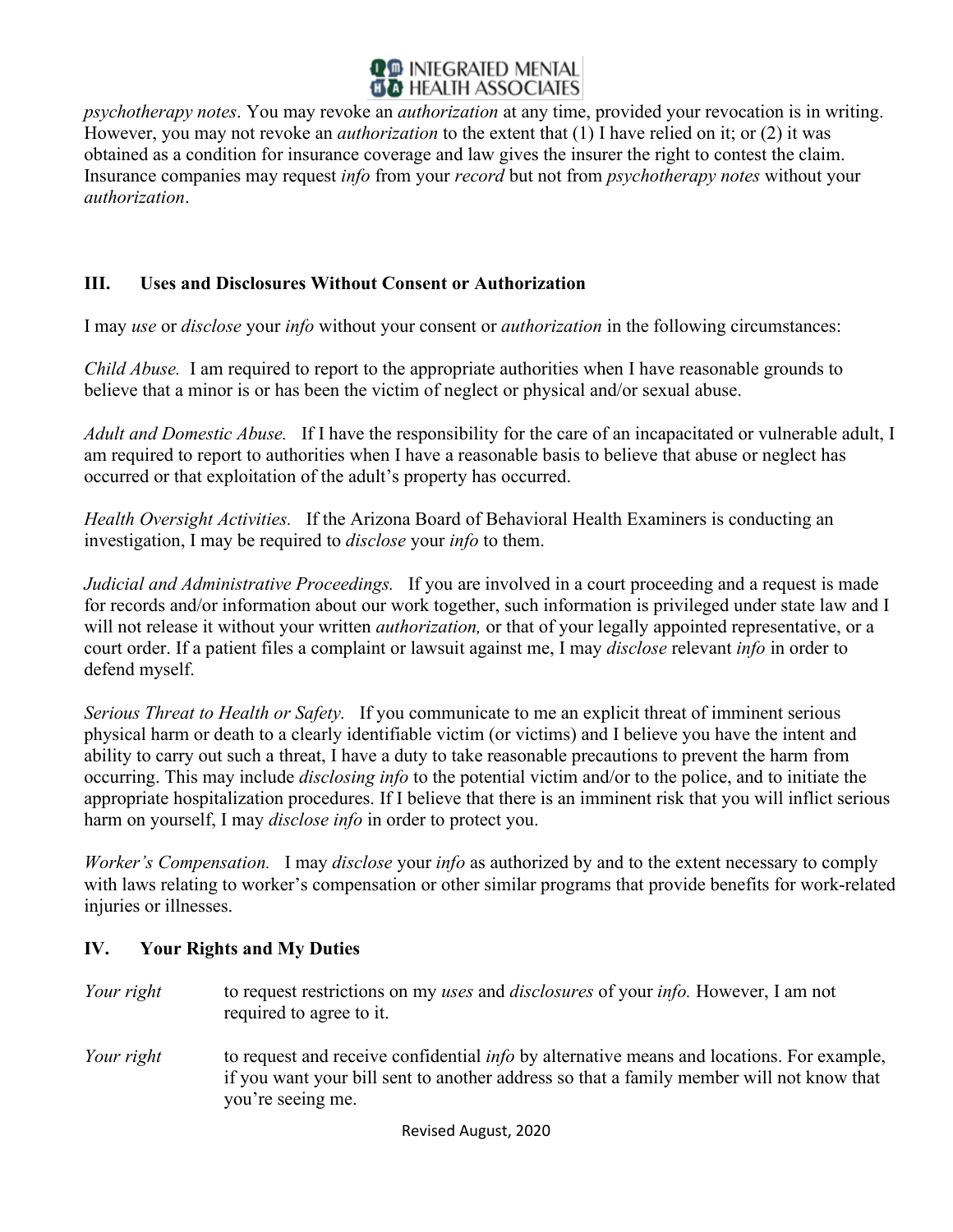*psychotherapy notes*. You may revoke an *authorization* at any time, provided your revocation is in writing. However, you may not revoke an *authorization* to the extent that (1) I have relied on it; or (2) it was obtained as a condition for insurance coverage and law gives the insurer the right to contest the claim. Insurance companies may request *info* from your *record* but not from *psychotherapy notes* without your *authorization*.

## III. Uses and Disclosures Without Consent or Authorization

I may *use* or *disclose* your *info* without your consent or *authorization* in the following circumstances:

*Child Abuse.* I am required to report to the appropriate authorities when I have reasonable grounds to believe that a minor is or has been the victim of neglect or physical and/or sexual abuse.

*Adult and Domestic Abuse.* If I have the responsibility for the care of an incapacitated or vulnerable adult, I am required to report to authorities when I have a reasonable basis to believe that abuse or neglect has occurred or that exploitation of the adult's property has occurred.

*Health Oversight Activities.* If the Arizona Board of Behavioral Health Examiners is conducting an investigation, I may be required to *disclose* your *info* to them.

*Judicial and Administrative Proceedings.* If you are involved in a court proceeding and a request is made for records and/or information about our work together, such information is privileged under state law and I will not release it without your written *authorization,* or that of your legally appointed representative, or a court order. If a patient files a complaint or lawsuit against me, I may *disclose* relevant *info* in order to defend myself.

*Serious Threat to Health or Safety.* If you communicate to me an explicit threat of imminent serious physical harm or death to a clearly identifiable victim (or victims) and I believe you have the intent and ability to carry out such a threat, I have a duty to take reasonable precautions to prevent the harm from occurring. This may include *disclosing info* to the potential victim and/or to the police, and to initiate the appropriate hospitalization procedures. If I believe that there is an imminent risk that you will inflict serious harm on yourself, I may *disclose info* in order to protect you.

*Worker's Compensation.* I may *disclose* your *info* as authorized by and to the extent necessary to comply with laws relating to worker's compensation or other similar programs that provide benefits for work-related injuries or illnesses.

## IV. Your Rights and My Duties

*Your right* to request restrictions on my *uses* and *disclosures* of your *info.* However, I am not required to agree to it.

*Your right* to request and receive confidential *info* by alternative means and locations. For example, if you want your bill sent to another address so that a family member will not know that you're seeing me.

Revised August, 2020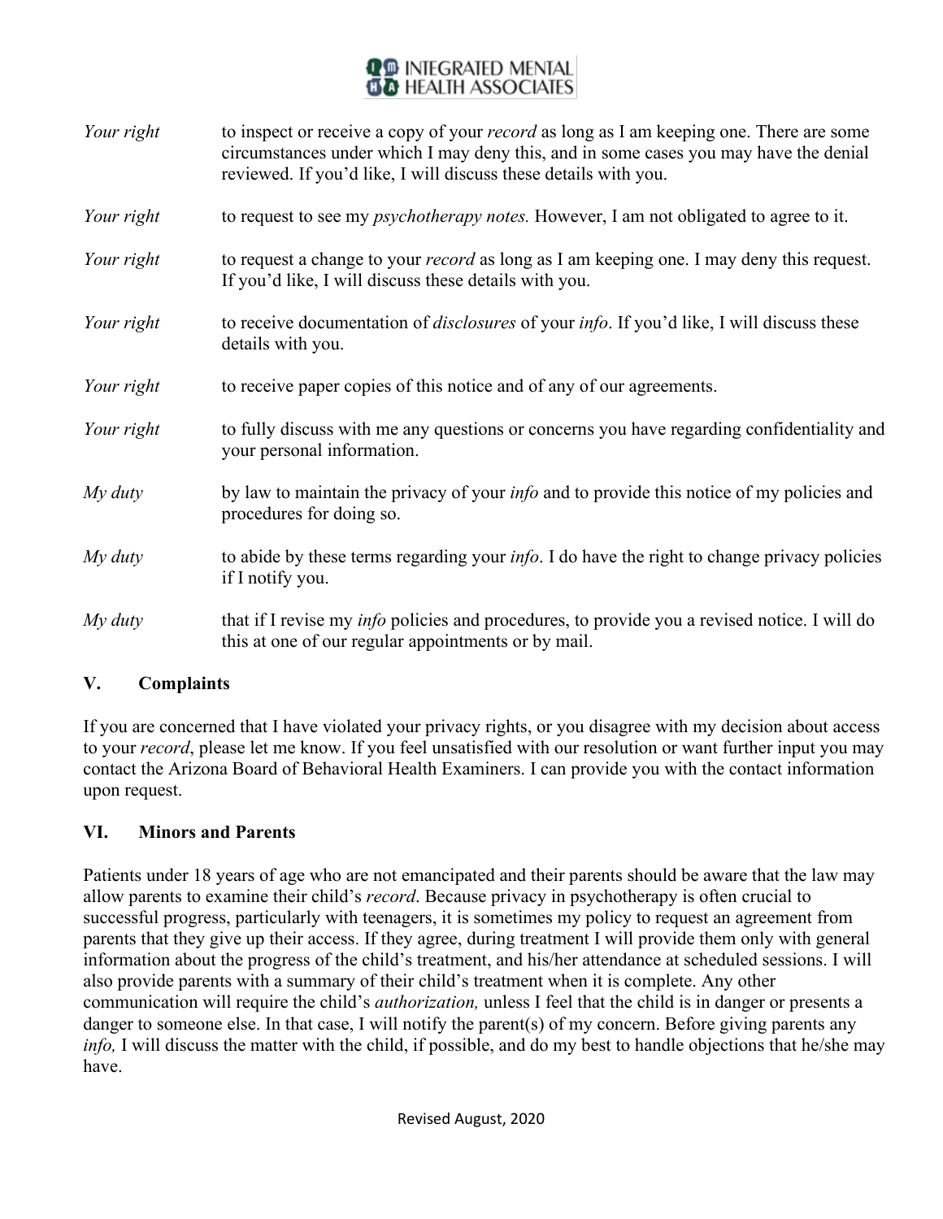*Your right* to inspect or receive a copy of your *record* as long as I am keeping one. There are some circumstances under which I may deny this, and in some cases you may have the denial reviewed. If you'd like, I will discuss these details with you.

*Your right* to request to see my *psychotherapy notes.* However, I am not obligated to agree to it.

*Your right* to request a change to your *record* as long as I am keeping one. I may deny this request. If you'd like, I will discuss these details with you.

*Your right* to receive documentation of *disclosures* of your *info*. If you'd like, I will discuss these details with you.

*Your right* to receive paper copies of this notice and of any of our agreements.

*Your right* to fully discuss with me any questions or concerns you have regarding confidentiality and your personal information.

*My duty* by law to maintain the privacy of your *info* and to provide this notice of my policies and procedures for doing so.

*My duty* to abide by these terms regarding your *info*. I do have the right to change privacy policies if I notify you.

*My duty* that if I revise my *info* policies and procedures, to provide you a revised notice. I will do this at one of our regular appointments or by mail.

## V. Complaints

If you are concerned that I have violated your privacy rights, or you disagree with my decision about access to your *record*, please let me know. If you feel unsatisfied with our resolution or want further input you may contact the Arizona Board of Behavioral Health Examiners. I can provide you with the contact information upon request.

## VI. Minors and Parents

Patients under 18 years of age who are not emancipated and their parents should be aware that the law may allow parents to examine their child's *record*. Because privacy in psychotherapy is often crucial to successful progress, particularly with teenagers, it is sometimes my policy to request an agreement from parents that they give up their access. If they agree, during treatment I will provide them only with general information about the progress of the child's treatment, and his/her attendance at scheduled sessions. I will also provide parents with a summary of their child's treatment when it is complete. Any other communication will require the child's *authorization,* unless I feel that the child is in danger or presents a danger to someone else. In that case, I will notify the parent(s) of my concern. Before giving parents any *info,* I will discuss the matter with the child, if possible, and do my best to handle objections that he/she may have.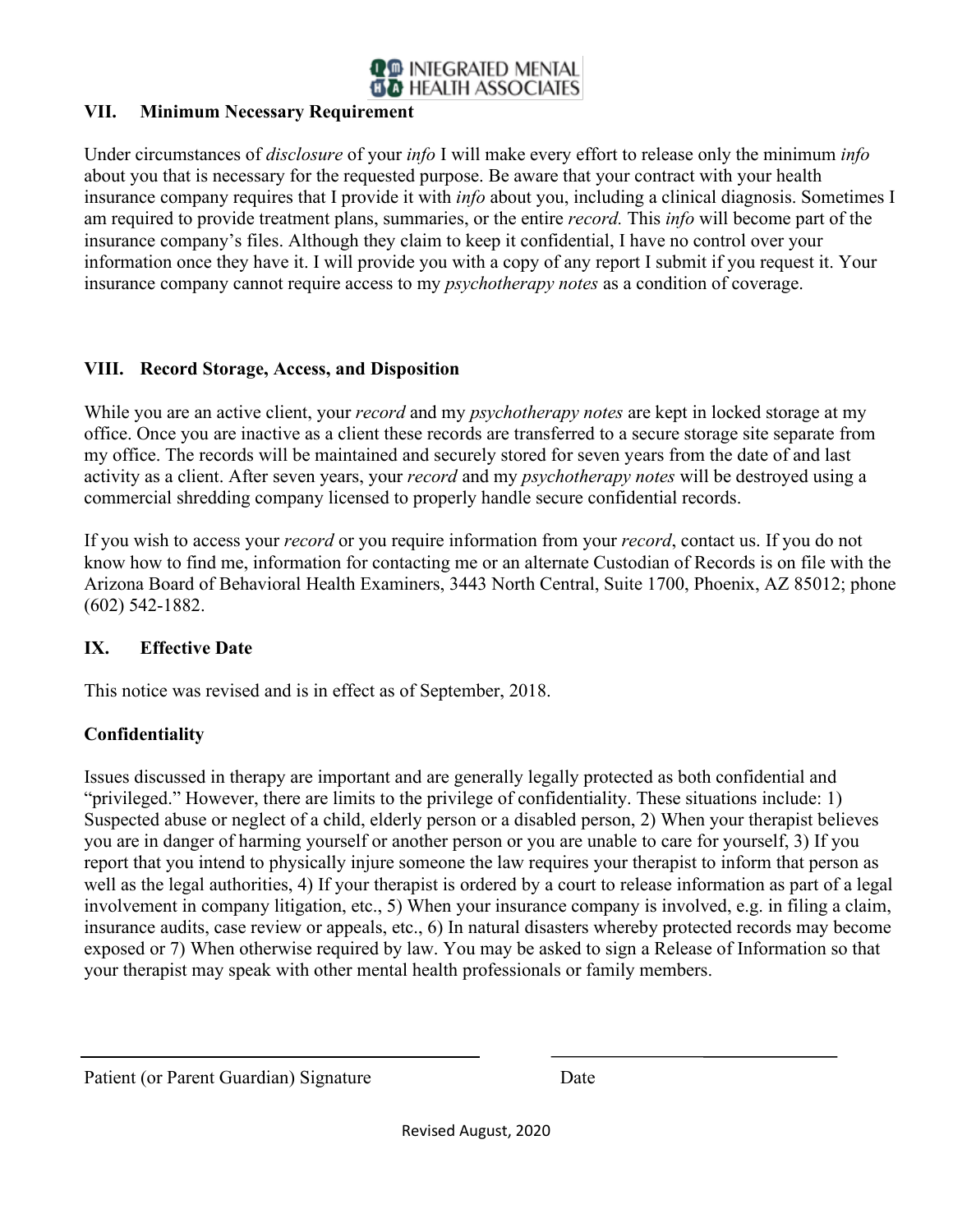## VII. Minimum Necessary Requirement

Under circumstances of *disclosure* of your *info* I will make every effort to release only the minimum *info* about you that is necessary for the requested purpose. Be aware that your contract with your health insurance company requires that I provide it with *info* about you, including a clinical diagnosis. Sometimes I am required to provide treatment plans, summaries, or the entire *record.* This *info* will become part of the insurance company's files. Although they claim to keep it confidential, I have no control over your information once they have it. I will provide you with a copy of any report I submit if you request it. Your insurance company cannot require access to my *psychotherapy notes* as a condition of coverage.

## VIII. Record Storage, Access, and Disposition

While you are an active client, your *record* and my *psychotherapy notes* are kept in locked storage at my office. Once you are inactive as a client these records are transferred to a secure storage site separate from my office. The records will be maintained and securely stored for seven years from the date of and last activity as a client. After seven years, your *record* and my *psychotherapy notes* will be destroyed using a commercial shredding company licensed to properly handle secure confidential records.

If you wish to access your *record* or you require information from your *record*, contact us. If you do not know how to find me, information for contacting me or an alternate Custodian of Records is on file with the Arizona Board of Behavioral Health Examiners, 3443 North Central, Suite 1700, Phoenix, AZ 85012; phone (602) 542-1882.

## IX. Effective Date

This notice was revised and is in effect as of September, 2018.

**Confidentiality**

Issues discussed in therapy are important and are generally legally protected as both confidential and "privileged." However, there are limits to the privilege of confidentiality. These situations include: 1) Suspected abuse or neglect of a child, elderly person or a disabled person, 2) When your therapist believes you are in danger of harming yourself or another person or you are unable to care for yourself, 3) If you report that you intend to physically injure someone the law requires your therapist to inform that person as well as the legal authorities, 4) If your therapist is ordered by a court to release information as part of a legal involvement in company litigation, etc., 5) When your insurance company is involved, e.g. in filing a claim, insurance audits, case review or appeals, etc., 6) In natural disasters whereby protected records may become exposed or 7) When otherwise required by law. You may be asked to sign a Release of Information so that your therapist may speak with other mental health professionals or family members.

Patient (or Parent Guardian) Signature ______________________ Date ______________

Revised August, 2020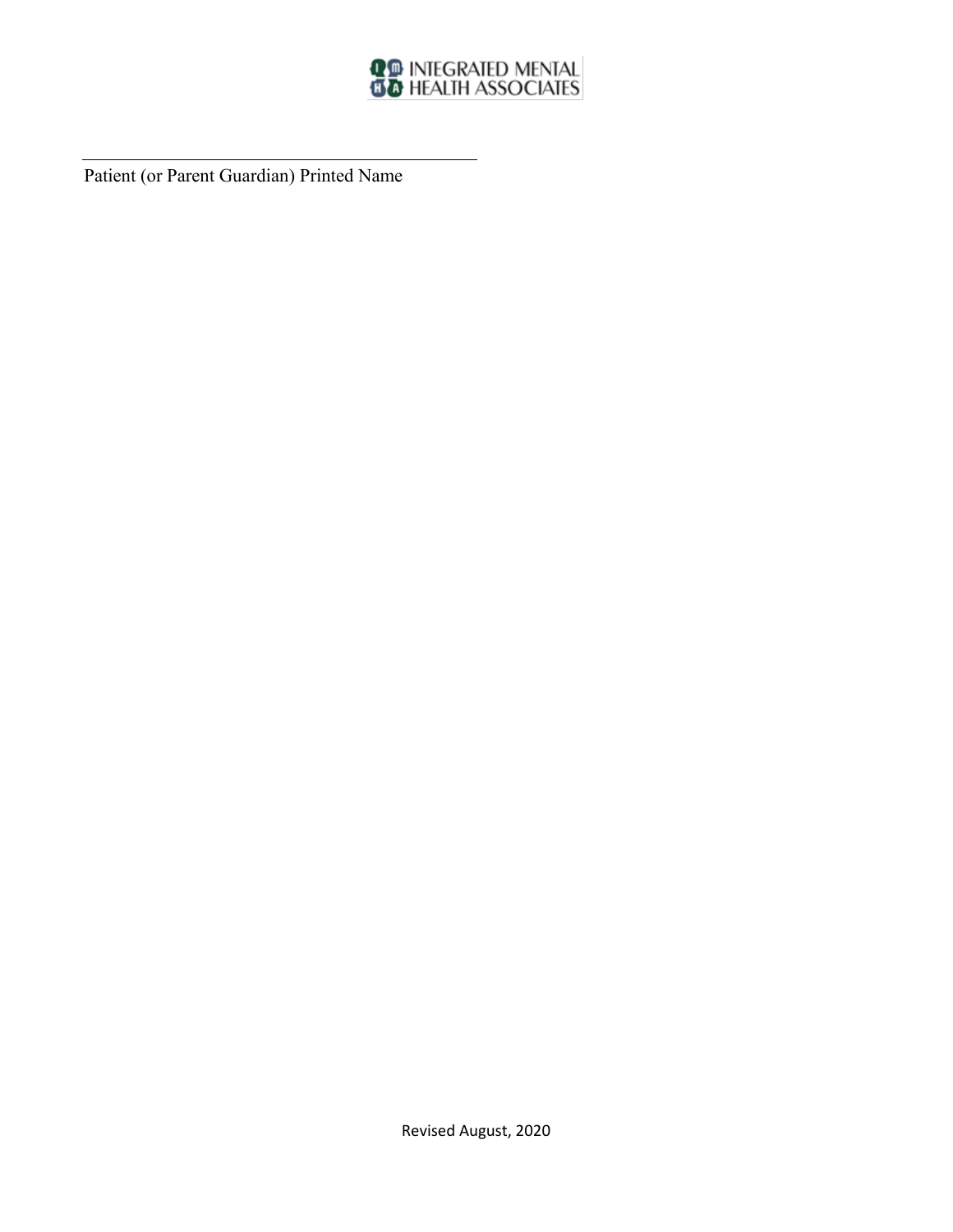INTEGRATED MENTAL HEALTH ASSOCIATES

\_\_\_\_\_\_\_\_\_\_\_\_\_\_\_\_\_\_\_\_\_\_\_\_\_\_\_\_\_\_\_\_\_\_\_\_\_\_\_\_

Patient (or Parent Guardian) Printed Name

Revised August, 2020